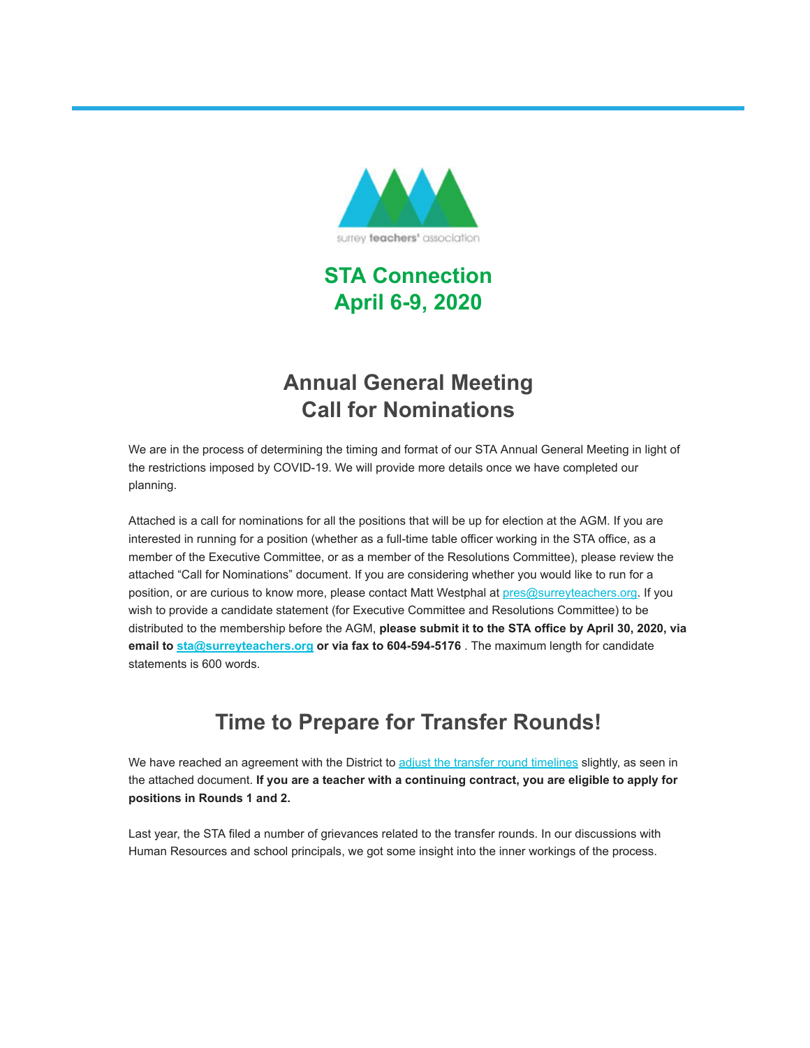surrey teachers' association

# STA Connection
# April 6-9, 2020

## Annual General Meeting
## Call for Nominations

We are in the process of determining the timing and format of our STA Annual General Meeting in light of the restrictions imposed by COVID-19. We will provide more details once we have completed our planning.

Attached is a call for nominations for all the positions that will be up for election at the AGM. If you are interested in running for a position (whether as a full-time table officer working in the STA office, as a member of the Executive Committee, or as a member of the Resolutions Committee), please review the attached "Call for Nominations" document. If you are considering whether you would like to run for a position, or are curious to know more, please contact Matt Westphal at pres@surreyteachers.org. If you wish to provide a candidate statement (for Executive Committee and Resolutions Committee) to be distributed to the membership before the AGM, **please submit it to the STA office by April 30, 2020, via email to sta@surreyteachers.org or via fax to 604-594-5176** . The maximum length for candidate statements is 600 words.

## Time to Prepare for Transfer Rounds!

We have reached an agreement with the District to adjust the transfer round timelines slightly, as seen in the attached document. **If you are a teacher with a continuing contract, you are eligible to apply for positions in Rounds 1 and 2.**

Last year, the STA filed a number of grievances related to the transfer rounds. In our discussions with Human Resources and school principals, we got some insight into the inner workings of the process.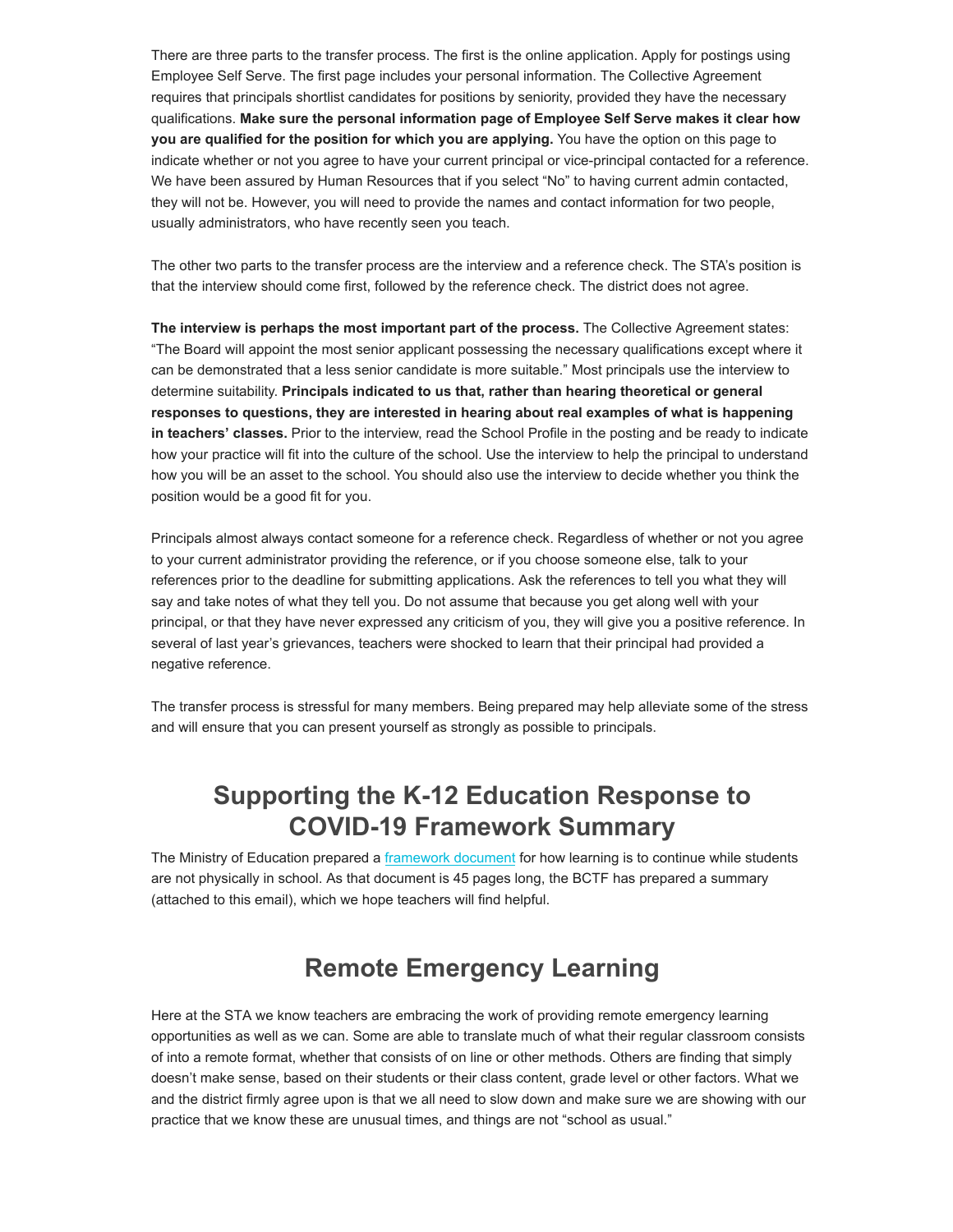There are three parts to the transfer process. The first is the online application. Apply for postings using Employee Self Serve. The first page includes your personal information. The Collective Agreement requires that principals shortlist candidates for positions by seniority, provided they have the necessary qualifications. **Make sure the personal information page of Employee Self Serve makes it clear how you are qualified for the position for which you are applying.** You have the option on this page to indicate whether or not you agree to have your current principal or vice-principal contacted for a reference. We have been assured by Human Resources that if you select "No" to having current admin contacted, they will not be. However, you will need to provide the names and contact information for two people, usually administrators, who have recently seen you teach.

The other two parts to the transfer process are the interview and a reference check. The STA's position is that the interview should come first, followed by the reference check. The district does not agree.

**The interview is perhaps the most important part of the process.** The Collective Agreement states: "The Board will appoint the most senior applicant possessing the necessary qualifications except where it can be demonstrated that a less senior candidate is more suitable." Most principals use the interview to determine suitability. **Principals indicated to us that, rather than hearing theoretical or general responses to questions, they are interested in hearing about real examples of what is happening in teachers' classes.** Prior to the interview, read the School Profile in the posting and be ready to indicate how your practice will fit into the culture of the school. Use the interview to help the principal to understand how you will be an asset to the school. You should also use the interview to decide whether you think the position would be a good fit for you.

Principals almost always contact someone for a reference check. Regardless of whether or not you agree to your current administrator providing the reference, or if you choose someone else, talk to your references prior to the deadline for submitting applications. Ask the references to tell you what they will say and take notes of what they tell you. Do not assume that because you get along well with your principal, or that they have never expressed any criticism of you, they will give you a positive reference. In several of last year's grievances, teachers were shocked to learn that their principal had provided a negative reference.

The transfer process is stressful for many members. Being prepared may help alleviate some of the stress and will ensure that you can present yourself as strongly as possible to principals.

## Supporting the K-12 Education Response to COVID-19 Framework Summary

The Ministry of Education prepared a framework document for how learning is to continue while students are not physically in school. As that document is 45 pages long, the BCTF has prepared a summary (attached to this email), which we hope teachers will find helpful.

## Remote Emergency Learning

Here at the STA we know teachers are embracing the work of providing remote emergency learning opportunities as well as we can. Some are able to translate much of what their regular classroom consists of into a remote format, whether that consists of on line or other methods. Others are finding that simply doesn't make sense, based on their students or their class content, grade level or other factors. What we and the district firmly agree upon is that we all need to slow down and make sure we are showing with our practice that we know these are unusual times, and things are not "school as usual."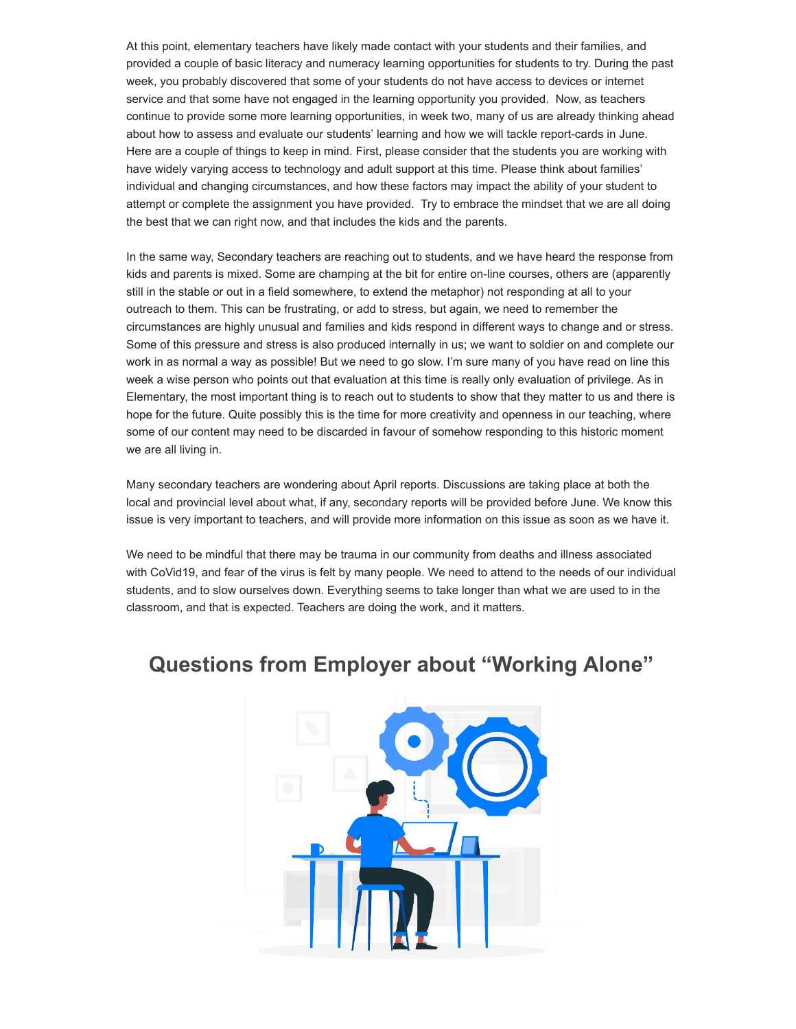At this point, elementary teachers have likely made contact with your students and their families, and provided a couple of basic literacy and numeracy learning opportunities for students to try. During the past week, you probably discovered that some of your students do not have access to devices or internet service and that some have not engaged in the learning opportunity you provided.  Now, as teachers continue to provide some more learning opportunities, in week two, many of us are already thinking ahead about how to assess and evaluate our students' learning and how we will tackle report-cards in June. Here are a couple of things to keep in mind. First, please consider that the students you are working with have widely varying access to technology and adult support at this time. Please think about families' individual and changing circumstances, and how these factors may impact the ability of your student to attempt or complete the assignment you have provided.  Try to embrace the mindset that we are all doing the best that we can right now, and that includes the kids and the parents.

In the same way, Secondary teachers are reaching out to students, and we have heard the response from kids and parents is mixed. Some are champing at the bit for entire on-line courses, others are (apparently still in the stable or out in a field somewhere, to extend the metaphor) not responding at all to your outreach to them. This can be frustrating, or add to stress, but again, we need to remember the circumstances are highly unusual and families and kids respond in different ways to change and or stress. Some of this pressure and stress is also produced internally in us; we want to soldier on and complete our work in as normal a way as possible! But we need to go slow. I'm sure many of you have read on line this week a wise person who points out that evaluation at this time is really only evaluation of privilege. As in Elementary, the most important thing is to reach out to students to show that they matter to us and there is hope for the future. Quite possibly this is the time for more creativity and openness in our teaching, where some of our content may need to be discarded in favour of somehow responding to this historic moment we are all living in.

Many secondary teachers are wondering about April reports. Discussions are taking place at both the local and provincial level about what, if any, secondary reports will be provided before June. We know this issue is very important to teachers, and will provide more information on this issue as soon as we have it.

We need to be mindful that there may be trauma in our community from deaths and illness associated with CoVid19, and fear of the virus is felt by many people. We need to attend to the needs of our individual students, and to slow ourselves down. Everything seems to take longer than what we are used to in the classroom, and that is expected. Teachers are doing the work, and it matters.

## Questions from Employer about "Working Alone"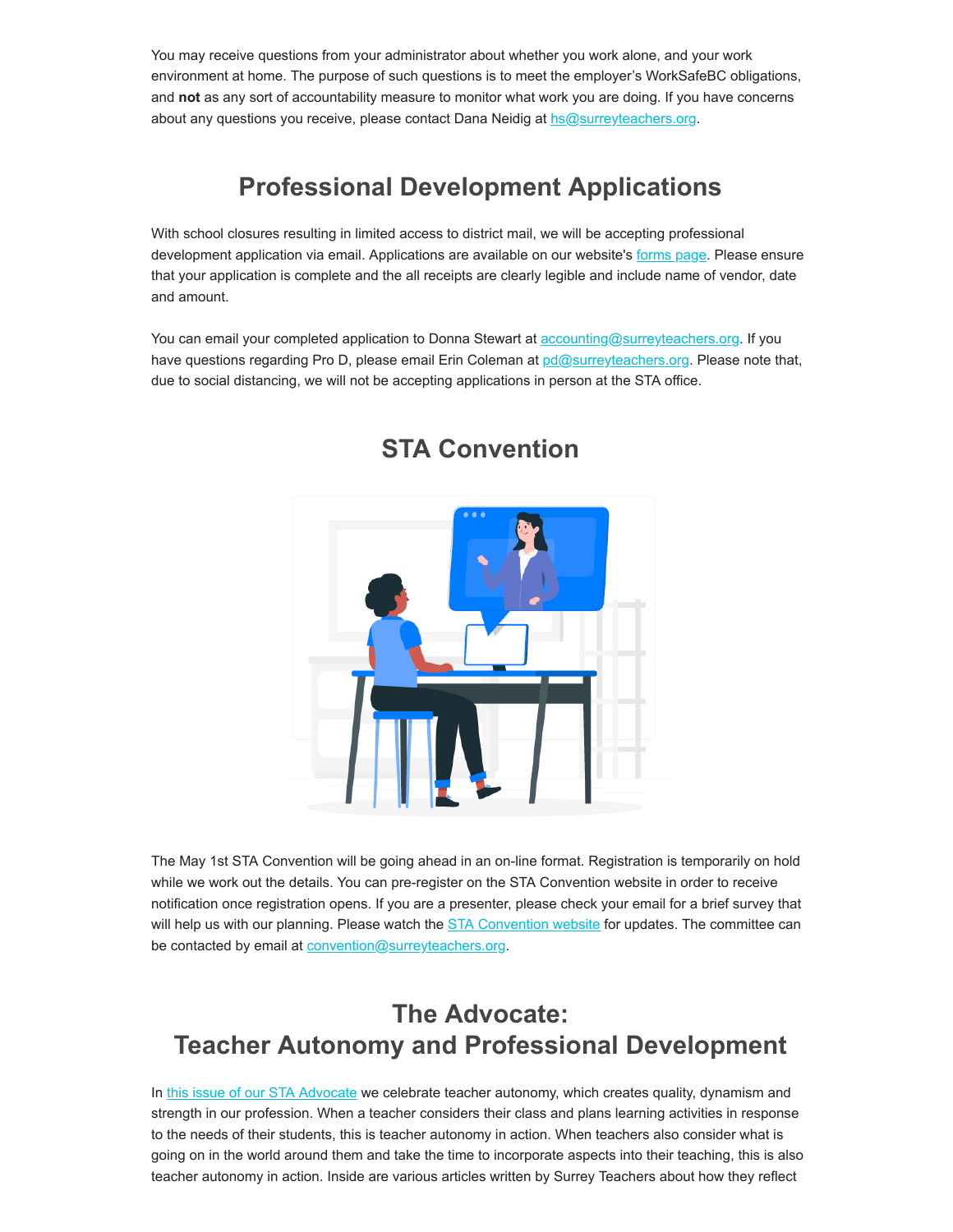You may receive questions from your administrator about whether you work alone, and your work environment at home. The purpose of such questions is to meet the employer's WorkSafeBC obligations, and **not** as any sort of accountability measure to monitor what work you are doing. If you have concerns about any questions you receive, please contact Dana Neidig at hs@surreyteachers.org.

## Professional Development Applications

With school closures resulting in limited access to district mail, we will be accepting professional development application via email. Applications are available on our website's forms page. Please ensure that your application is complete and the all receipts are clearly legible and include name of vendor, date and amount.

You can email your completed application to Donna Stewart at accounting@surreyteachers.org. If you have questions regarding Pro D, please email Erin Coleman at pd@surreyteachers.org. Please note that, due to social distancing, we will not be accepting applications in person at the STA office.

## STA Convention

The May 1st STA Convention will be going ahead in an on-line format. Registration is temporarily on hold while we work out the details. You can pre-register on the STA Convention website in order to receive notification once registration opens. If you are a presenter, please check your email for a brief survey that will help us with our planning. Please watch the STA Convention website for updates. The committee can be contacted by email at convention@surreyteachers.org.

## The Advocate: Teacher Autonomy and Professional Development

In this issue of our STA Advocate we celebrate teacher autonomy, which creates quality, dynamism and strength in our profession. When a teacher considers their class and plans learning activities in response to the needs of their students, this is teacher autonomy in action. When teachers also consider what is going on in the world around them and take the time to incorporate aspects into their teaching, this is also teacher autonomy in action. Inside are various articles written by Surrey Teachers about how they reflect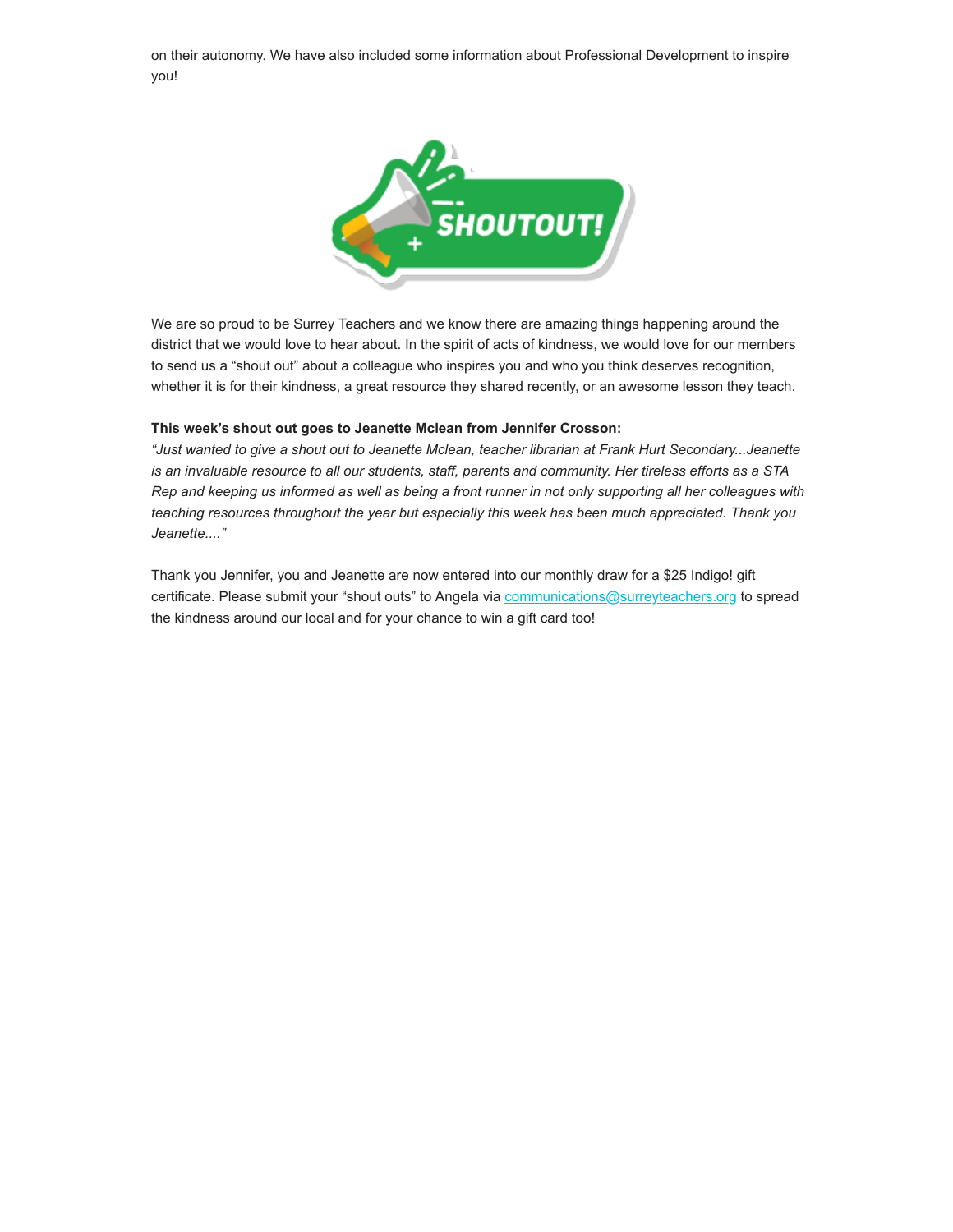on their autonomy. We have also included some information about Professional Development to inspire you!

SHOUTOUT!

We are so proud to be Surrey Teachers and we know there are amazing things happening around the district that we would love to hear about. In the spirit of acts of kindness, we would love for our members to send us a "shout out" about a colleague who inspires you and who you think deserves recognition, whether it is for their kindness, a great resource they shared recently, or an awesome lesson they teach.

**This week's shout out goes to Jeanette Mclean from Jennifer Crosson:**
*"Just wanted to give a shout out to Jeanette Mclean, teacher librarian at Frank Hurt Secondary...Jeanette is an invaluable resource to all our students, staff, parents and community. Her tireless efforts as a STA Rep and keeping us informed as well as being a front runner in not only supporting all her colleagues with teaching resources throughout the year but especially this week has been much appreciated. Thank you Jeanette...."*

Thank you Jennifer, you and Jeanette are now entered into our monthly draw for a $25 Indigo! gift certificate. Please submit your "shout outs" to Angela via [communications@surreyteachers.org](mailto:communications@surreyteachers.org) to spread the kindness around our local and for your chance to win a gift card too!